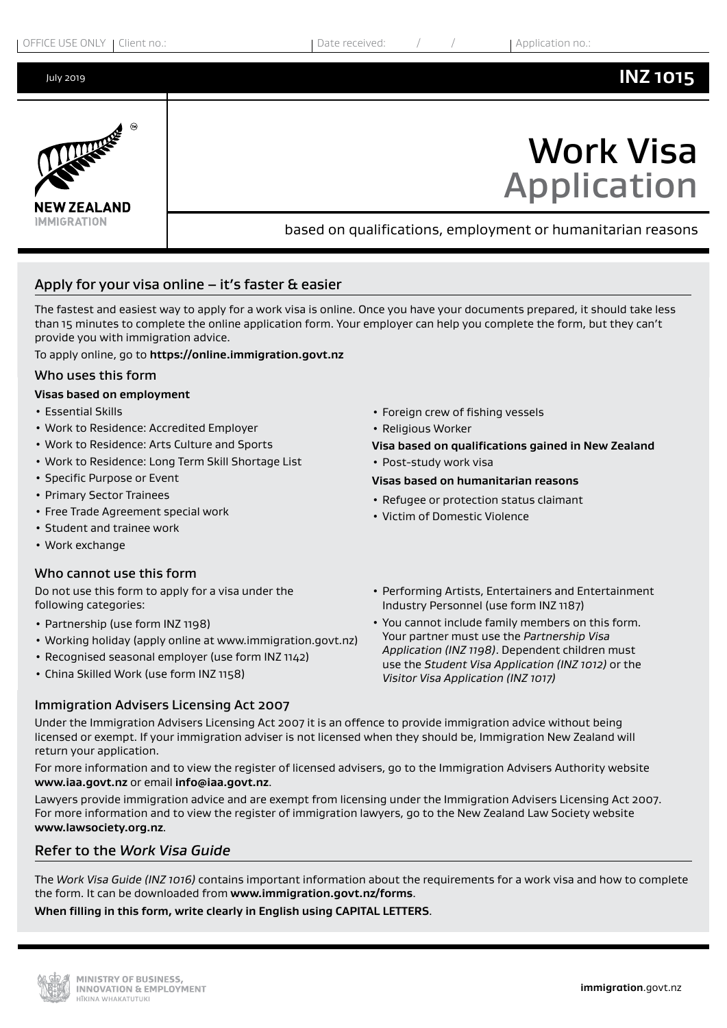OFFICE USE ONLY | Client no.: | Date received: / / | Application no.:

July 2019 **INZ 1015**

NEW ZEALAND IMMIGRATION

# Work Visa Application

based on qualifications, employment or humanitarian reasons

## Apply for your visa online – it's faster & easier

The fastest and easiest way to apply for a work visa is online. Once you have your documents prepared, it should take less than 15 minutes to complete the online application form. Your employer can help you complete the form, but they can't provide you with immigration advice.

To apply online, go to **https://online.immigration.govt.nz**

### Who uses this form

**Visas based on employment**

- Essential Skills
- Work to Residence: Accredited Employer
- Work to Residence: Arts Culture and Sports
- Work to Residence: Long Term Skill Shortage List
- Specific Purpose or Event
- Primary Sector Trainees
- Free Trade Agreement special work
- Student and trainee work
- Work exchange
- Foreign crew of fishing vessels
- Religious Worker

**Visa based on qualifications gained in New Zealand**

- Post-study work visa

**Visas based on humanitarian reasons**

- Refugee or protection status claimant
- Victim of Domestic Violence

### Who cannot use this form

Do not use this form to apply for a visa under the following categories:

- Partnership (use form INZ 1198)
- Working holiday (apply online at www.immigration.govt.nz)
- Recognised seasonal employer (use form INZ 1142)
- China Skilled Work (use form INZ 1158)
- Performing Artists, Entertainers and Entertainment Industry Personnel (use form INZ 1187)
- You cannot include family members on this form. Your partner must use the *Partnership Visa Application (INZ 1198)*. Dependent children must use the *Student Visa Application (INZ 1012)* or the *Visitor Visa Application (INZ 1017)*

## Immigration Advisers Licensing Act 2007

Under the Immigration Advisers Licensing Act 2007 it is an offence to provide immigration advice without being licensed or exempt. If your immigration adviser is not licensed when they should be, Immigration New Zealand will return your application.

For more information and to view the register of licensed advisers, go to the Immigration Advisers Authority website **www.iaa.govt.nz** or email **info@iaa.govt.nz**.

Lawyers provide immigration advice and are exempt from licensing under the Immigration Advisers Licensing Act 2007. For more information and to view the register of immigration lawyers, go to the New Zealand Law Society website **www.lawsociety.org.nz**.

## Refer to the *Work Visa Guide*

The *Work Visa Guide (INZ 1016)* contains important information about the requirements for a work visa and how to complete the form. It can be downloaded from **www.immigration.govt.nz/forms**.

**When filling in this form, write clearly in English using CAPITAL LETTERS**.

MINISTRY OF BUSINESS, INNOVATION & EMPLOYMENT
HĪKINA WHAKATUTUKI

**immigration**.govt.nz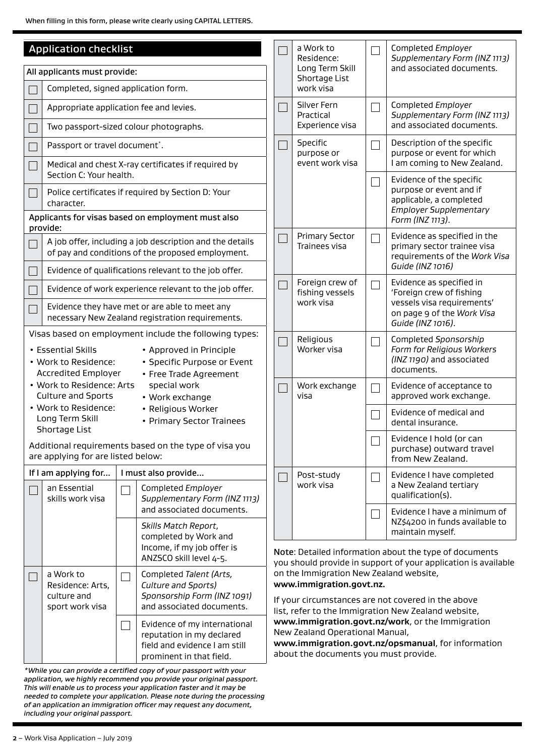When filling in this form, please write clearly using CAPITAL LETTERS.

## Application checklist

**All applicants must provide:**

- ☐ Completed, signed application form.
- ☐ Appropriate application fee and levies.
- ☐ Two passport-sized colour photographs.
- ☐ Passport or travel document*.
- ☐ Medical and chest X-ray certificates if required by Section C: Your health.
- ☐ Police certificates if required by Section D: Your character.

**Applicants for visas based on employment must also provide:**

- ☐ A job offer, including a job description and the details of pay and conditions of the proposed employment.
- ☐ Evidence of qualifications relevant to the job offer.
- ☐ Evidence of work experience relevant to the job offer.
- ☐ Evidence they have met or are able to meet any necessary New Zealand registration requirements.

Visas based on employment include the following types:

- Essential Skills
- Work to Residence: Accredited Employer
- Work to Residence: Arts Culture and Sports
- Work to Residence: Long Term Skill Shortage List
- Approved in Principle
- Specific Purpose or Event
- Free Trade Agreement special work
- Work exchange
- Religious Worker
- Primary Sector Trainees

Additional requirements based on the type of visa you are applying for are listed below:

| If I am applying for... | I must also provide... |
|---|---|
| ☐ an Essential skills work visa | ☐ Completed *Employer Supplementary Form (INZ 1113)* and associated documents. |
| | *Skills Match Report*, completed by Work and Income, if my job offer is ANZSCO skill level 4-5. |
| ☐ a Work to Residence: Arts, culture and sport work visa | ☐ Completed *Talent (Arts, Culture and Sports) Sponsorship Form (INZ 1091)* and associated documents. |
| | ☐ Evidence of my international reputation in my declared field and evidence I am still prominent in that field. |
| ☐ a Work to Residence: Long Term Skill Shortage List work visa | ☐ Completed *Employer Supplementary Form (INZ 1113)* and associated documents. |
| ☐ Silver Fern Practical Experience visa | ☐ Completed *Employer Supplementary Form (INZ 1113)* and associated documents. |
| ☐ Specific purpose or event work visa | ☐ Description of the specific purpose or event for which I am coming to New Zealand. |
| | ☐ Evidence of the specific purpose or event and if applicable, a completed *Employer Supplementary Form (INZ 1113)*. |
| ☐ Primary Sector Trainees visa | ☐ Evidence as specified in the primary sector trainee visa requirements of the *Work Visa Guide (INZ 1016)* |
| ☐ Foreign crew of fishing vessels work visa | ☐ Evidence as specified in 'Foreign crew of fishing vessels visa requirements' on page 9 of the *Work Visa Guide (INZ 1016)*. |
| ☐ Religious Worker visa | ☐ Completed *Sponsorship Form for Religious Workers (INZ 1190)* and associated documents. |
| ☐ Work exchange visa | ☐ Evidence of acceptance to approved work exchange. |
| | ☐ Evidence of medical and dental insurance. |
| | ☐ Evidence I hold (or can purchase) outward travel from New Zealand. |
| ☐ Post-study work visa | ☐ Evidence I have completed a New Zealand tertiary qualification(s). |
| | ☐ Evidence I have a minimum of NZ$4200 in funds available to maintain myself. |

*\*While you can provide a certified copy of your passport with your application, we highly recommend you provide your original passport. This will enable us to process your application faster and it may be needed to complete your application. Please note during the processing of an application an immigration officer may request any document, including your original passport.*

Note: Detailed information about the type of documents you should provide in support of your application is available on the Immigration New Zealand website, **www.immigration.govt.nz.**

If your circumstances are not covered in the above list, refer to the Immigration New Zealand website, **www.immigration.govt.nz/work**, or the Immigration New Zealand Operational Manual, **www.immigration.govt.nz/opsmanual**, for information about the documents you must provide.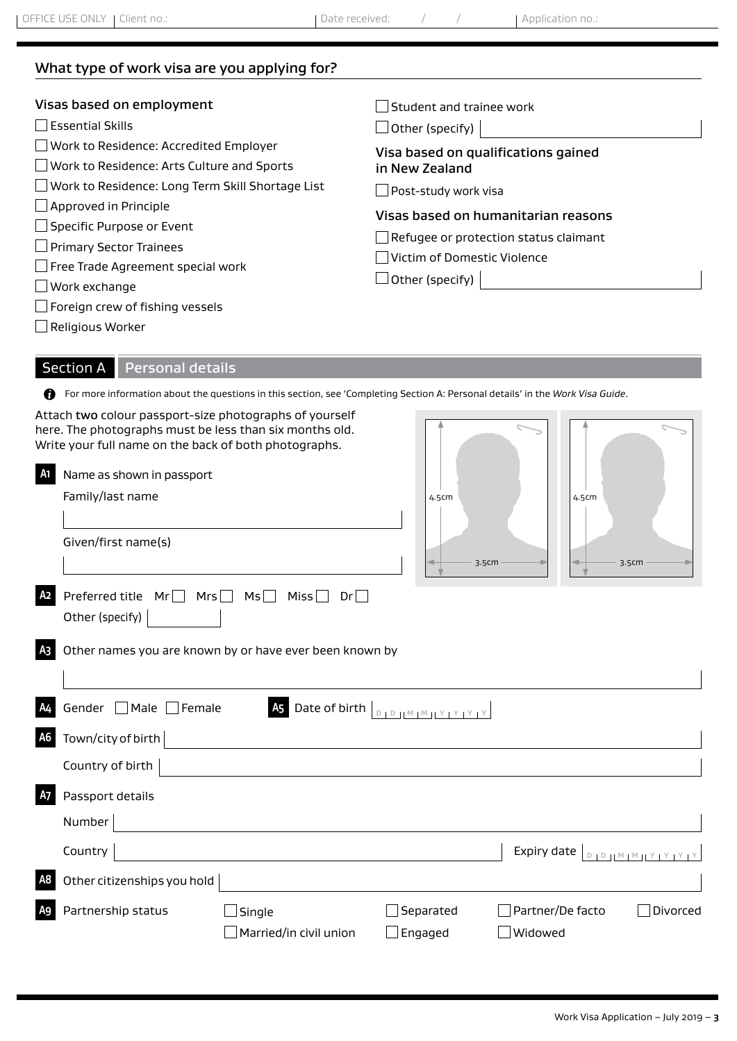OFFICE USE ONLY | Client no.: | Date received: / / | Application no.:

## What type of work visa are you applying for?

### Visas based on employment

- ☐ Essential Skills
- ☐ Work to Residence: Accredited Employer
- ☐ Work to Residence: Arts Culture and Sports
- ☐ Work to Residence: Long Term Skill Shortage List
- ☐ Approved in Principle
- ☐ Specific Purpose or Event
- ☐ Primary Sector Trainees
- ☐ Free Trade Agreement special work
- ☐ Work exchange
- ☐ Foreign crew of fishing vessels
- ☐ Religious Worker
- ☐ Student and trainee work
- ☐ Other (specify) ____________

### Visa based on qualifications gained in New Zealand

- ☐ Post-study work visa

### Visas based on humanitarian reasons

- ☐ Refugee or protection status claimant
- ☐ Victim of Domestic Violence
- ☐ Other (specify) ____________

## Section A Personal details

For more information about the questions in this section, see 'Completing Section A: Personal details' in the *Work Visa Guide*.

Attach **two** colour passport-size photographs of yourself here. The photographs must be less than six months old. Write your full name on the back of both photographs.

4.5cm × 3.5cm | 4.5cm × 3.5cm

**A1** Name as shown in passport

Family/last name ____________

Given/first name(s) ____________

**A2** Preferred title Mr ☐ Mrs ☐ Ms ☐ Miss ☐ Dr ☐

Other (specify) ____________

**A3** Other names you are known by or have ever been known by

____________

**A4** Gender ☐ Male ☐ Female

**A5** Date of birth D D M M Y Y Y Y

**A6** Town/city of birth ____________

Country of birth ____________

**A7** Passport details

Number ____________

Country ____________ Expiry date D D M M Y Y Y Y

**A8** Other citizenships you hold ____________

**A9** Partnership status

- ☐ Single
- ☐ Married/in civil union
- ☐ Separated
- ☐ Engaged
- ☐ Partner/De facto
- ☐ Widowed
- ☐ Divorced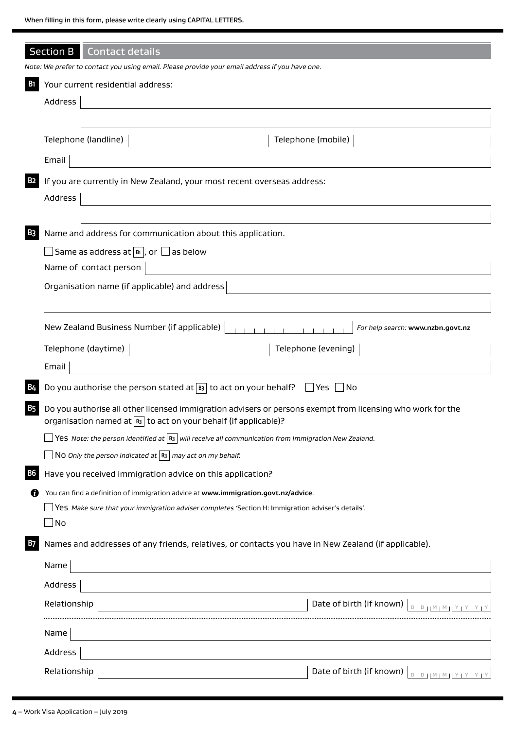When filling in this form, please write clearly using CAPITAL LETTERS.

## Section B Contact details

*Note: We prefer to contact you using email. Please provide your email address if you have one.*

**B1** Your current residential address:

Address

Telephone (landline) Telephone (mobile)

Email

**B2** If you are currently in New Zealand, your most recent overseas address:

Address

**B3** Name and address for communication about this application.

☐ Same as address at B1, or ☐ as below

Name of contact person

Organisation name (if applicable) and address

New Zealand Business Number (if applicable) *For help search:* **www.nzbn.govt.nz**

Telephone (daytime) Telephone (evening)

Email

**B4** Do you authorise the person stated at B3 to act on your behalf? ☐ Yes ☐ No

**B5** Do you authorise all other licensed immigration advisers or persons exempt from licensing who work for the organisation named at B3 to act on your behalf (if applicable)?

☐ Yes *Note: the person identified at B3 will receive all communication from Immigration New Zealand.*

☐ No *Only the person indicated at B3 may act on my behalf.*

**B6** Have you received immigration advice on this application?

You can find a definition of immigration advice at **www.immigration.govt.nz/advice**.

☐ Yes *Make sure that your immigration adviser completes 'Section H: Immigration adviser's details'.*

☐ No

**B7** Names and addresses of any friends, relatives, or contacts you have in New Zealand (if applicable).

Name

Address

Relationship Date of birth (if known) D D M M Y Y Y Y

Name

Address

Relationship Date of birth (if known) D D M M Y Y Y Y

4 – Work Visa Application – July 2019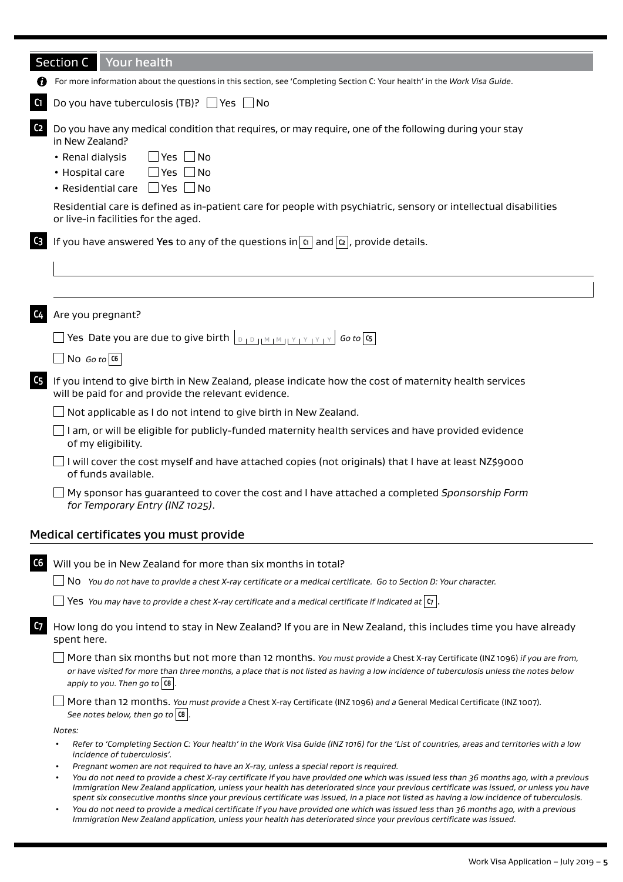## Section C Your health

For more information about the questions in this section, see 'Completing Section C: Your health' in the *Work Visa Guide*.

**C1** Do you have tuberculosis (TB)? ☐ Yes ☐ No

**C2** Do you have any medical condition that requires, or may require, one of the following during your stay in New Zealand?

- Renal dialysis ☐ Yes ☐ No
- Hospital care ☐ Yes ☐ No
- Residential care ☐ Yes ☐ No

Residential care is defined as in-patient care for people with psychiatric, sensory or intellectual disabilities or live-in facilities for the aged.

**C3** If you have answered **Yes** to any of the questions in C1 and C2, provide details.

**C4** Are you pregnant?

☐ Yes Date you are due to give birth DD MM YYYY *Go to* C5

☐ No *Go to* C6

**C5** If you intend to give birth in New Zealand, please indicate how the cost of maternity health services will be paid for and provide the relevant evidence.

☐ Not applicable as I do not intend to give birth in New Zealand.

☐ I am, or will be eligible for publicly-funded maternity health services and have provided evidence of my eligibility.

☐ I will cover the cost myself and have attached copies (not originals) that I have at least NZ$9000 of funds available.

☐ My sponsor has guaranteed to cover the cost and I have attached a completed *Sponsorship Form for Temporary Entry (INZ 1025)*.

### Medical certificates you must provide

**C6** Will you be in New Zealand for more than six months in total?

☐ No *You do not have to provide a chest X-ray certificate or a medical certificate. Go to Section D: Your character.*

☐ Yes *You may have to provide a chest X-ray certificate and a medical certificate if indicated at* C7.

**C7** How long do you intend to stay in New Zealand? If you are in New Zealand, this includes time you have already spent here.

☐ More than six months but not more than 12 months. *You must provide a* Chest X-ray Certificate (INZ 1096) *if you are from, or have visited for more than three months, a place that is not listed as having a low incidence of tuberculosis unless the notes below apply to you. Then go to* C8.

☐ More than 12 months. *You must provide a* Chest X-ray Certificate (INZ 1096) *and a* General Medical Certificate (INZ 1007). *See notes below, then go to* C8.

*Notes:*

- *Refer to 'Completing Section C: Your health' in the Work Visa Guide (INZ 1016) for the 'List of countries, areas and territories with a low incidence of tuberculosis'.*
- *Pregnant women are not required to have an X-ray, unless a special report is required.*
- *You do not need to provide a chest X-ray certificate if you have provided one which was issued less than 36 months ago, with a previous Immigration New Zealand application, unless your health has deteriorated since your previous certificate was issued, or unless you have spent six consecutive months since your previous certificate was issued, in a place not listed as having a low incidence of tuberculosis.*
- *You do not need to provide a medical certificate if you have provided one which was issued less than 36 months ago, with a previous Immigration New Zealand application, unless your health has deteriorated since your previous certificate was issued.*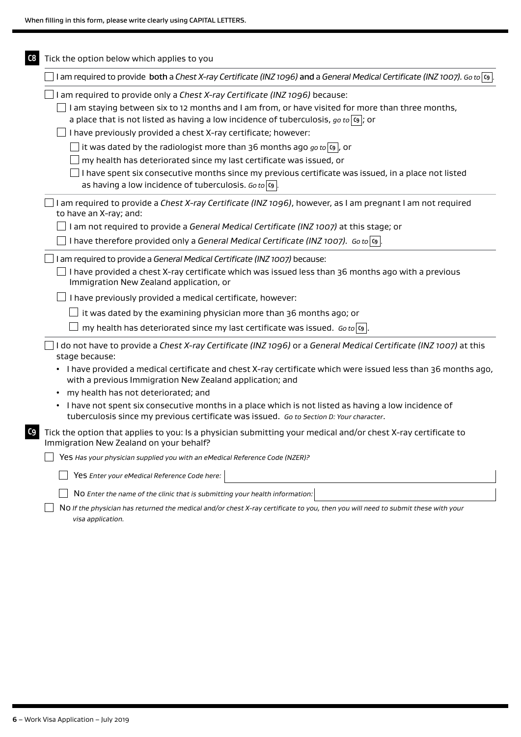When filling in this form, please write clearly using CAPITAL LETTERS.

**C8** Tick the option below which applies to you

- [ ] I am required to provide **both** a *Chest X-ray Certificate (INZ 1096)* **and** a *General Medical Certificate (INZ 1007). Go to* **C9**.

- [ ] I am required to provide only a *Chest X-ray Certificate (INZ 1096)* because:
  - [ ] I am staying between six to 12 months and I am from, or have visited for more than three months, a place that is not listed as having a low incidence of tuberculosis, *go to* **C9**; or
  - [ ] I have previously provided a chest X-ray certificate; however:
    - [ ] it was dated by the radiologist more than 36 months ago *go to* **C9**, or
    - [ ] my health has deteriorated since my last certificate was issued, or
    - [ ] I have spent six consecutive months since my previous certificate was issued, in a place not listed as having a low incidence of tuberculosis. *Go to* **C9**.

- [ ] I am required to provide a *Chest X-ray Certificate (INZ 1096)*, however, as I am pregnant I am not required to have an X-ray; and:
  - [ ] I am not required to provide a *General Medical Certificate (INZ 1007)* at this stage; or
  - [ ] I have therefore provided only a *General Medical Certificate (INZ 1007). Go to* **C9**.

- [ ] I am required to provide a *General Medical Certificate (INZ 1007)* because:
  - [ ] I have provided a chest X-ray certificate which was issued less than 36 months ago with a previous Immigration New Zealand application, or
  - [ ] I have previously provided a medical certificate, however:
    - [ ] it was dated by the examining physician more than 36 months ago; or
    - [ ] my health has deteriorated since my last certificate was issued. *Go to* **C9**.

- [ ] I do not have to provide a *Chest X-ray Certificate (INZ 1096)* or a *General Medical Certificate (INZ 1007)* at this stage because:
  - I have provided a medical certificate and chest X-ray certificate which were issued less than 36 months ago, with a previous Immigration New Zealand application; and
  - my health has not deteriorated; and
  - I have not spent six consecutive months in a place which is not listed as having a low incidence of tuberculosis since my previous certificate was issued. *Go to Section D: Your character*.

**C9** Tick the option that applies to you: Is a physician submitting your medical and/or chest X-ray certificate to Immigration New Zealand on your behalf?

- [ ] Yes *Has your physician supplied you with an eMedical Reference Code (NZER)?*
  - [ ] Yes *Enter your eMedical Reference Code here:* ______________________
  - [ ] No *Enter the name of the clinic that is submitting your health information:* ______________________
- [ ] No *If the physician has returned the medical and/or chest X-ray certificate to you, then you will need to submit these with your visa application.*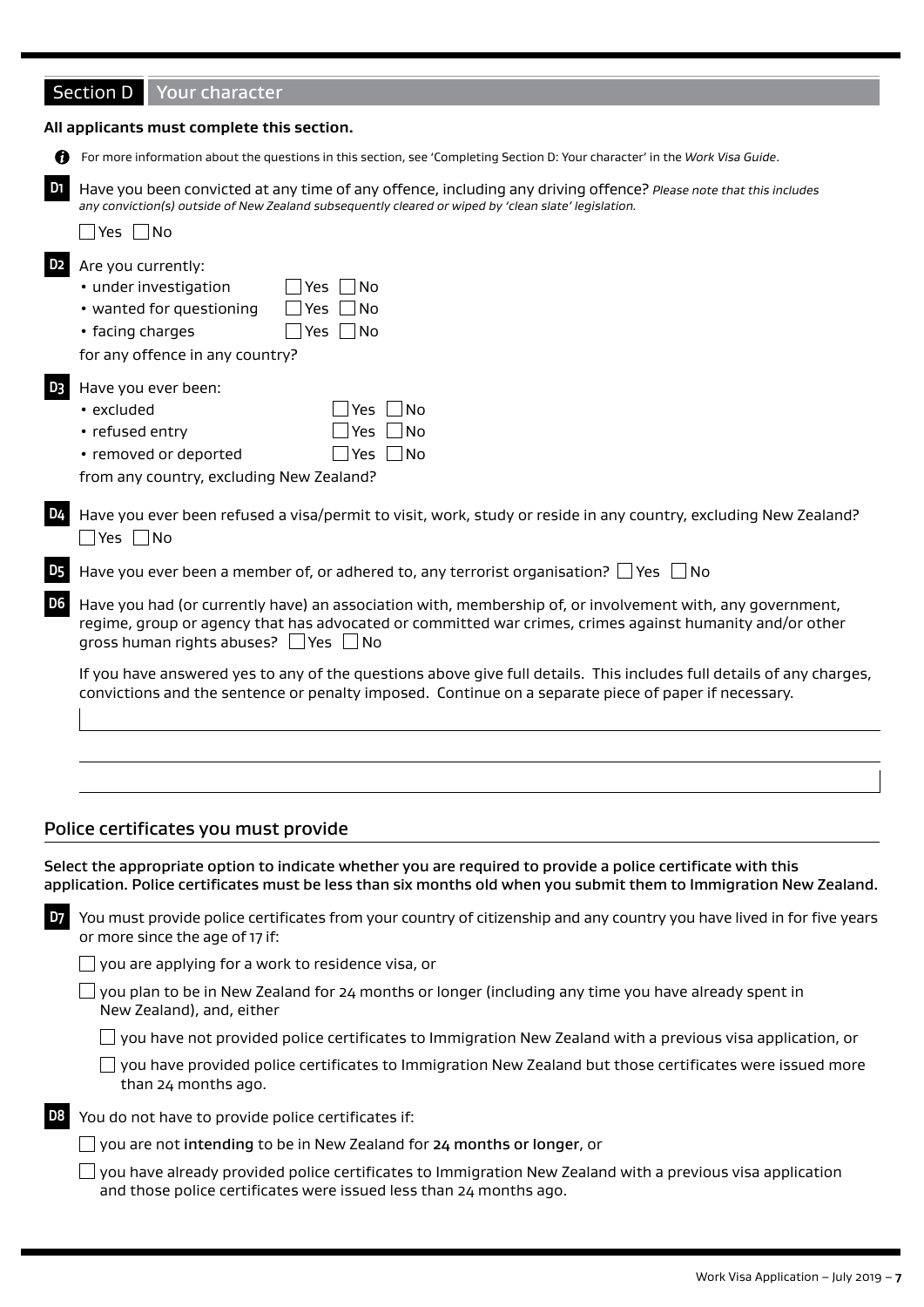## Section D Your character

**All applicants must complete this section.**

For more information about the questions in this section, see 'Completing Section D: Your character' in the *Work Visa Guide*.

**D1** Have you been convicted at any time of any offence, including any driving offence? *Please note that this includes any conviction(s) outside of New Zealand subsequently cleared or wiped by 'clean slate' legislation.*

☐ Yes ☐ No

**D2** Are you currently:

- under investigation ☐ Yes ☐ No
- wanted for questioning ☐ Yes ☐ No
- facing charges ☐ Yes ☐ No

for any offence in any country?

**D3** Have you ever been:

- excluded ☐ Yes ☐ No
- refused entry ☐ Yes ☐ No
- removed or deported ☐ Yes ☐ No

from any country, excluding New Zealand?

**D4** Have you ever been refused a visa/permit to visit, work, study or reside in any country, excluding New Zealand?

☐ Yes ☐ No

**D5** Have you ever been a member of, or adhered to, any terrorist organisation? ☐ Yes ☐ No

**D6** Have you had (or currently have) an association with, membership of, or involvement with, any government, regime, group or agency that has advocated or committed war crimes, crimes against humanity and/or other gross human rights abuses? ☐ Yes ☐ No

If you have answered yes to any of the questions above give full details. This includes full details of any charges, convictions and the sentence or penalty imposed. Continue on a separate piece of paper if necessary.

## Police certificates you must provide

**Select the appropriate option to indicate whether you are required to provide a police certificate with this application. Police certificates must be less than six months old when you submit them to Immigration New Zealand.**

**D7** You must provide police certificates from your country of citizenship and any country you have lived in for five years or more since the age of 17 if:

☐ you are applying for a work to residence visa, or

☐ you plan to be in New Zealand for 24 months or longer (including any time you have already spent in New Zealand), and, either

☐ you have not provided police certificates to Immigration New Zealand with a previous visa application, or

☐ you have provided police certificates to Immigration New Zealand but those certificates were issued more than 24 months ago.

**D8** You do not have to provide police certificates if:

☐ you are not intending to be in New Zealand for 24 months or longer, or

☐ you have already provided police certificates to Immigration New Zealand with a previous visa application and those police certificates were issued less than 24 months ago.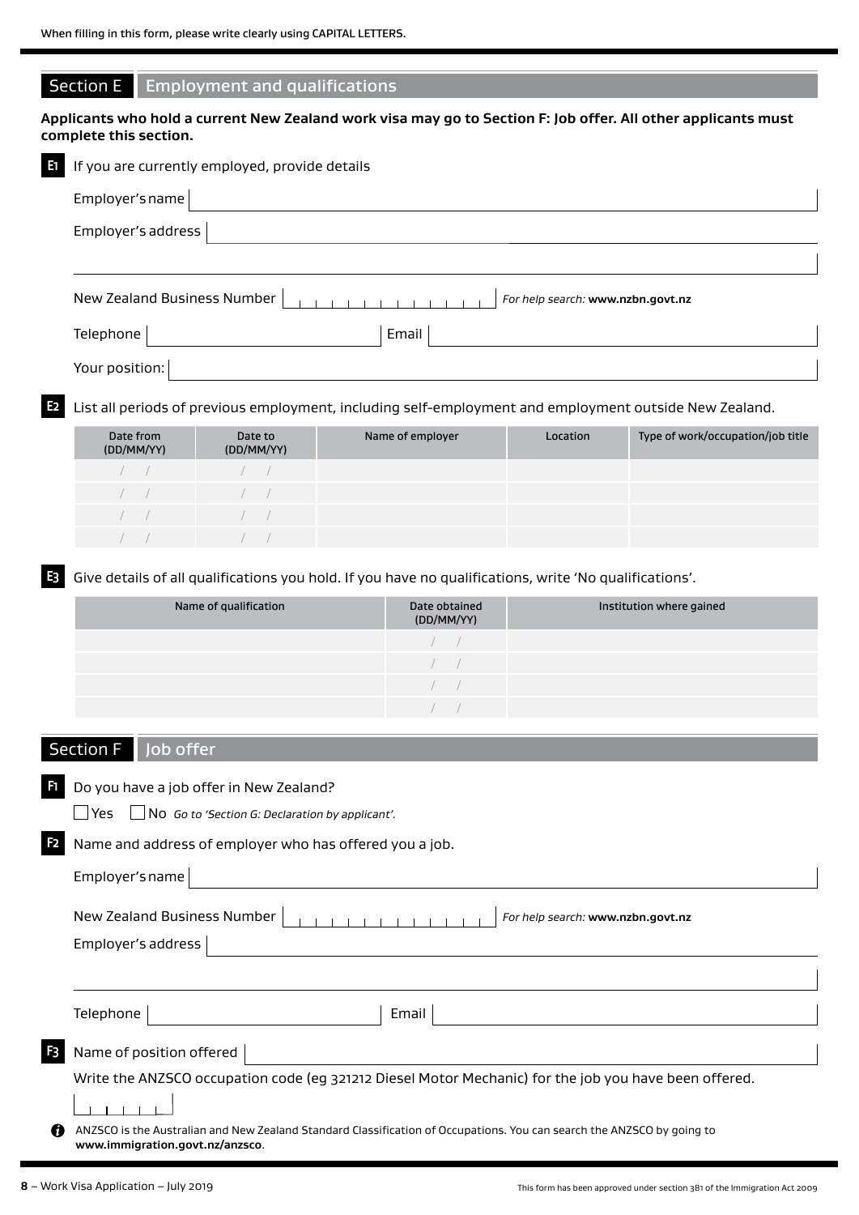When filling in this form, please write clearly using CAPITAL LETTERS.

## Section E Employment and qualifications

**Applicants who hold a current New Zealand work visa may go to Section F: Job offer. All other applicants must complete this section.**

**E1** If you are currently employed, provide details

Employer's name

Employer's address

New Zealand Business Number *For help search:* **www.nzbn.govt.nz**

Telephone Email

Your position:

**E2** List all periods of previous employment, including self-employment and employment outside New Zealand.

| Date from (DD/MM/YY) | Date to (DD/MM/YY) | Name of employer | Location | Type of work/occupation/job title |
|---|---|---|---|---|
| / / | / / | | | |
| / / | / / | | | |
| / / | / / | | | |
| / / | / / | | | |

**E3** Give details of all qualifications you hold. If you have no qualifications, write 'No qualifications'.

| Name of qualification | Date obtained (DD/MM/YY) | Institution where gained |
|---|---|---|
| | / / | |
| | / / | |
| | / / | |
| | / / | |

## Section F Job offer

**F1** Do you have a job offer in New Zealand?

☐ Yes ☐ No *Go to 'Section G: Declaration by applicant'.*

**F2** Name and address of employer who has offered you a job.

Employer's name

New Zealand Business Number *For help search:* **www.nzbn.govt.nz**

Employer's address

Telephone Email

**F3** Name of position offered

Write the ANZSCO occupation code (eg 321212 Diesel Motor Mechanic) for the job you have been offered.

ANZSCO is the Australian and New Zealand Standard Classification of Occupations. You can search the ANZSCO by going to **www.immigration.govt.nz/anzsco**.

Work Visa Application – July 2019

This form has been approved under section 381 of the Immigration Act 2009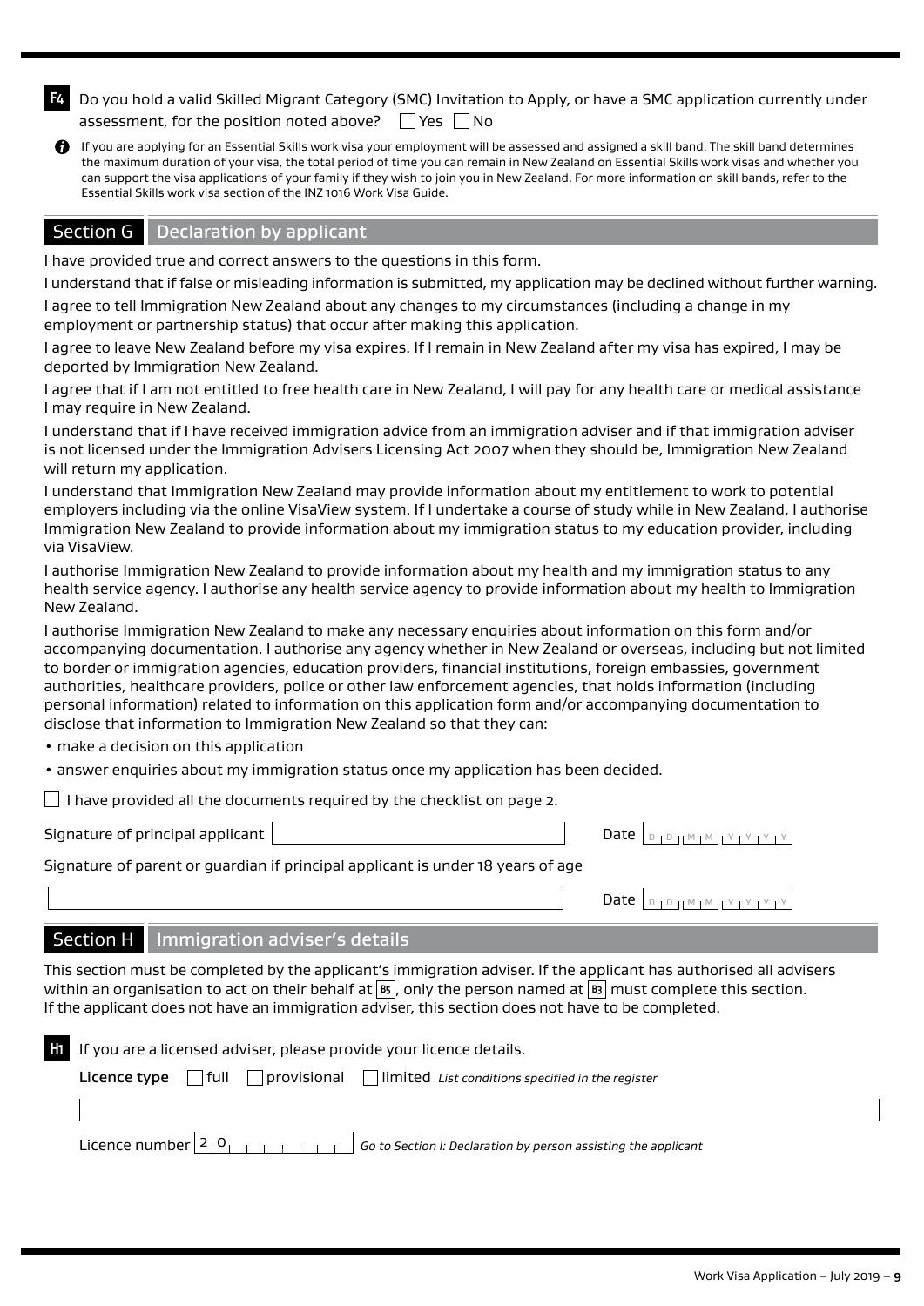**F4** Do you hold a valid Skilled Migrant Category (SMC) Invitation to Apply, or have a SMC application currently under assessment, for the position noted above? ☐ Yes ☐ No

ℹ If you are applying for an Essential Skills work visa your employment will be assessed and assigned a skill band. The skill band determines the maximum duration of your visa, the total period of time you can remain in New Zealand on Essential Skills work visas and whether you can support the visa applications of your family if they wish to join you in New Zealand. For more information on skill bands, refer to the Essential Skills work visa section of the INZ 1016 Work Visa Guide.

## Section G Declaration by applicant

I have provided true and correct answers to the questions in this form.

I understand that if false or misleading information is submitted, my application may be declined without further warning.

I agree to tell Immigration New Zealand about any changes to my circumstances (including a change in my employment or partnership status) that occur after making this application.

I agree to leave New Zealand before my visa expires. If I remain in New Zealand after my visa has expired, I may be deported by Immigration New Zealand.

I agree that if I am not entitled to free health care in New Zealand, I will pay for any health care or medical assistance I may require in New Zealand.

I understand that if I have received immigration advice from an immigration adviser and if that immigration adviser is not licensed under the Immigration Advisers Licensing Act 2007 when they should be, Immigration New Zealand will return my application.

I understand that Immigration New Zealand may provide information about my entitlement to work to potential employers including via the online VisaView system. If I undertake a course of study while in New Zealand, I authorise Immigration New Zealand to provide information about my immigration status to my education provider, including via VisaView.

I authorise Immigration New Zealand to provide information about my health and my immigration status to any health service agency. I authorise any health service agency to provide information about my health to Immigration New Zealand.

I authorise Immigration New Zealand to make any necessary enquiries about information on this form and/or accompanying documentation. I authorise any agency whether in New Zealand or overseas, including but not limited to border or immigration agencies, education providers, financial institutions, foreign embassies, government authorities, healthcare providers, police or other law enforcement agencies, that holds information (including personal information) related to information on this application form and/or accompanying documentation to disclose that information to Immigration New Zealand so that they can:

- make a decision on this application
- answer enquiries about my immigration status once my application has been decided.

☐ I have provided all the documents required by the checklist on page 2.

Signature of principal applicant ______________________ Date D D M M Y Y Y Y

Signature of parent or guardian if principal applicant is under 18 years of age

______________________ Date D D M M Y Y Y Y

## Section H Immigration adviser's details

This section must be completed by the applicant's immigration adviser. If the applicant has authorised all advisers within an organisation to act on their behalf at **B5**, only the person named at **B3** must complete this section. If the applicant does not have an immigration adviser, this section does not have to be completed.

**H1** If you are a licensed adviser, please provide your licence details.

**Licence type** ☐ full ☐ provisional ☐ limited *List conditions specified in the register*

______________________

Licence number 2 0 _ _ _ _ _ _ _ _ *Go to Section I: Declaration by person assisting the applicant*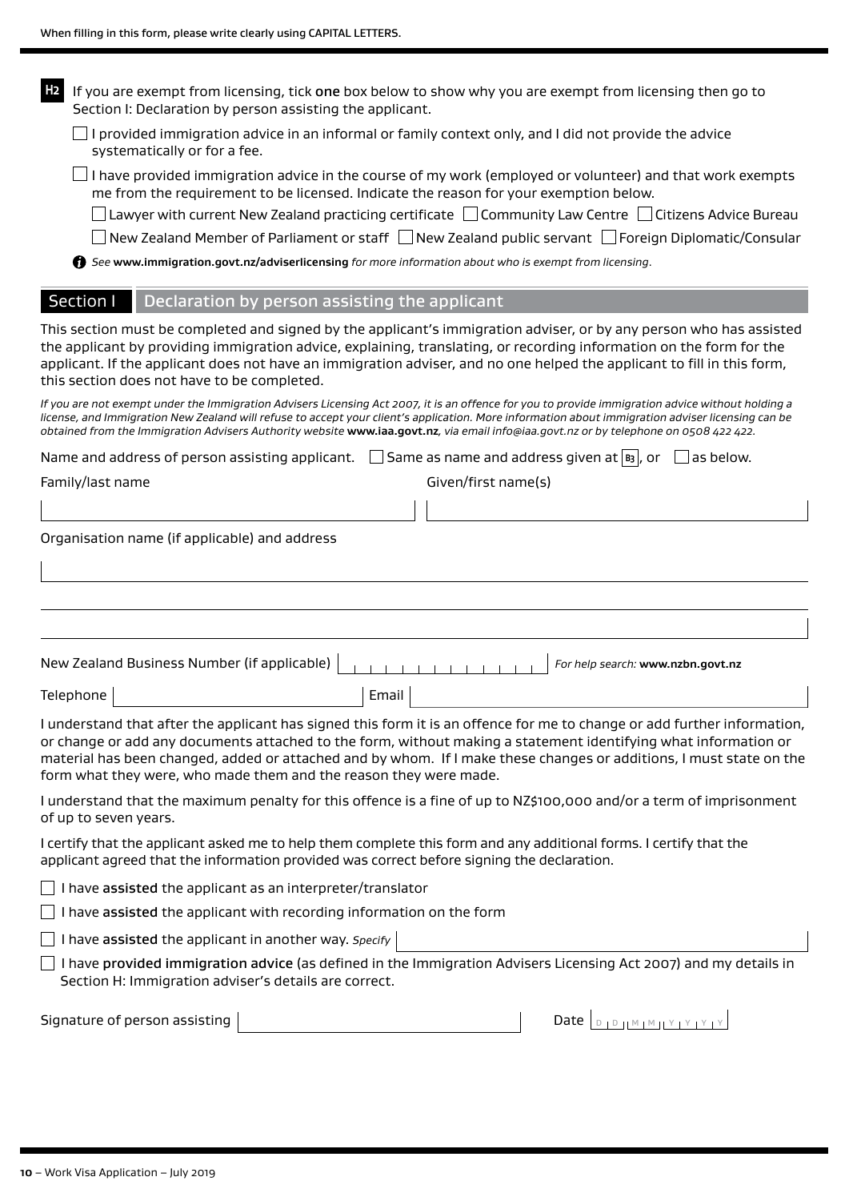When filling in this form, please write clearly using CAPITAL LETTERS.

**H2** If you are exempt from licensing, tick **one** box below to show why you are exempt from licensing then go to Section I: Declaration by person assisting the applicant.

- ☐ I provided immigration advice in an informal or family context only, and I did not provide the advice systematically or for a fee.
- ☐ I have provided immigration advice in the course of my work (employed or volunteer) and that work exempts me from the requirement to be licensed. Indicate the reason for your exemption below.
  - ☐ Lawyer with current New Zealand practicing certificate ☐ Community Law Centre ☐ Citizens Advice Bureau
  - ☐ New Zealand Member of Parliament or staff ☐ New Zealand public servant ☐ Foreign Diplomatic/Consular

*See* **www.immigration.govt.nz/adviserlicensing** *for more information about who is exempt from licensing.*

## Section I Declaration by person assisting the applicant

This section must be completed and signed by the applicant's immigration adviser, or by any person who has assisted the applicant by providing immigration advice, explaining, translating, or recording information on the form for the applicant. If the applicant does not have an immigration adviser, and no one helped the applicant to fill in this form, this section does not have to be completed.

*If you are not exempt under the Immigration Advisers Licensing Act 2007, it is an offence for you to provide immigration advice without holding a license, and Immigration New Zealand will refuse to accept your client's application. More information about immigration adviser licensing can be obtained from the Immigration Advisers Authority website* **www.iaa.govt.nz***, via email info@iaa.govt.nz or by telephone on 0508 422 422.*

Name and address of person assisting applicant. ☐ Same as name and address given at **B3**, or ☐ as below.

Family/last name ____________________ Given/first name(s) ____________________

Organisation name (if applicable) and address

______________________________________________

______________________________________________

______________________________________________

New Zealand Business Number (if applicable) ____________ *For help search:* **www.nzbn.govt.nz**

Telephone ____________________ Email ____________________

I understand that after the applicant has signed this form it is an offence for me to change or add further information, or change or add any documents attached to the form, without making a statement identifying what information or material has been changed, added or attached and by whom. If I make these changes or additions, I must state on the form what they were, who made them and the reason they were made.

I understand that the maximum penalty for this offence is a fine of up to NZ$100,000 and/or a term of imprisonment of up to seven years.

I certify that the applicant asked me to help them complete this form and any additional forms. I certify that the applicant agreed that the information provided was correct before signing the declaration.

- ☐ I have **assisted** the applicant as an interpreter/translator
- ☐ I have **assisted** the applicant with recording information on the form
- ☐ I have **assisted** the applicant in another way. *Specify* ____________________
- ☐ I have **provided immigration advice** (as defined in the Immigration Advisers Licensing Act 2007) and my details in Section H: Immigration adviser's details are correct.

Signature of person assisting ____________________ Date D D M M Y Y Y Y

**10** – Work Visa Application – July 2019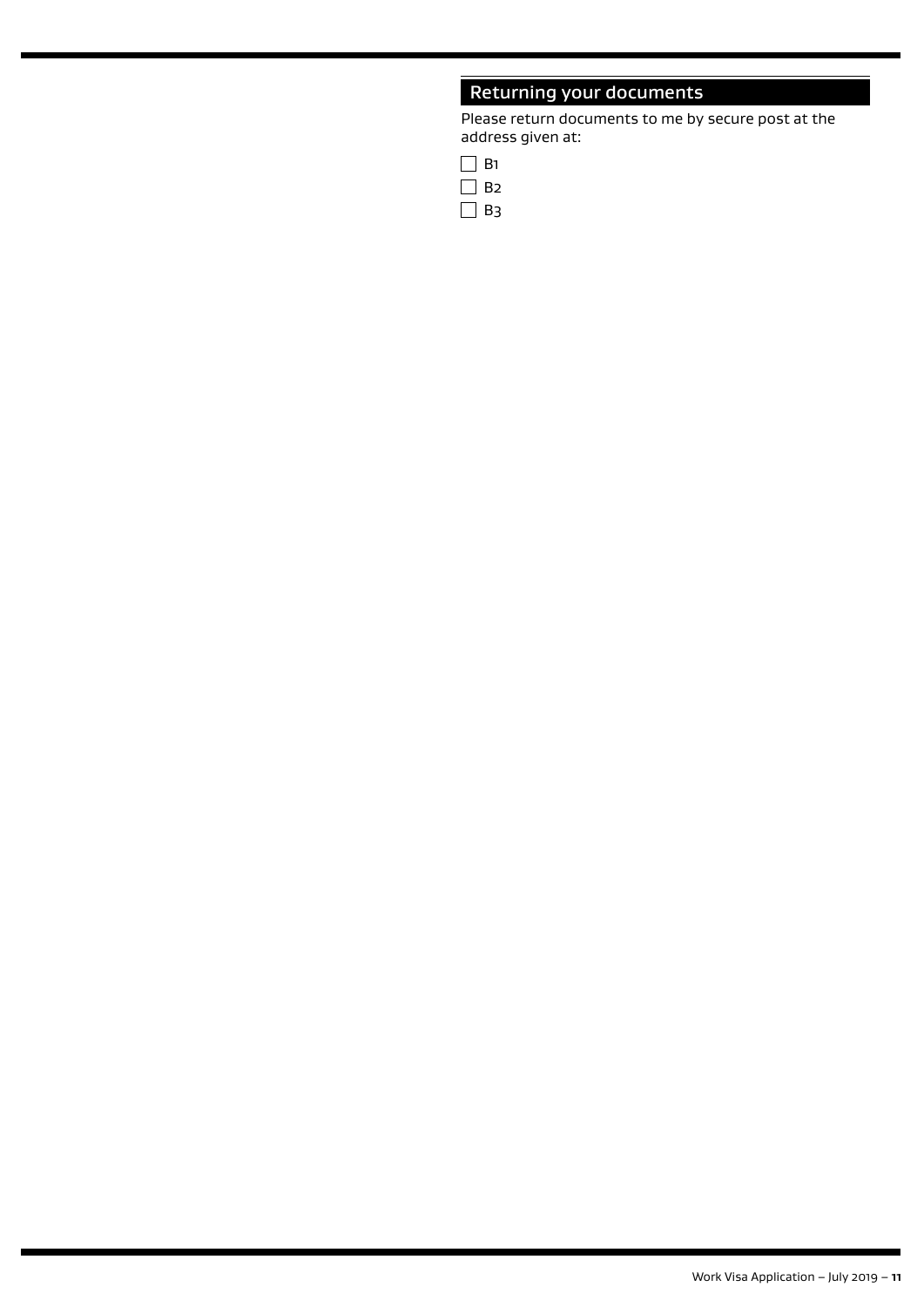## Returning your documents

Please return documents to me by secure post at the address given at:

- [ ] B1
- [ ] B2
- [ ] B3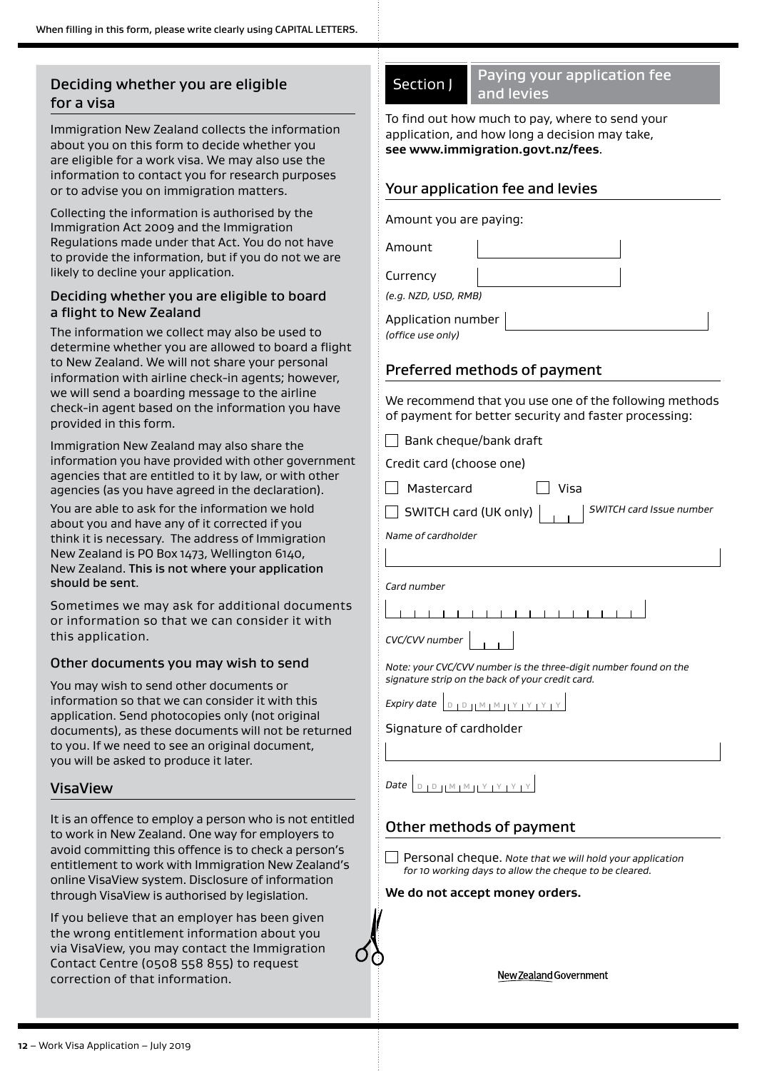When filling in this form, please write clearly using CAPITAL LETTERS.

## Deciding whether you are eligible for a visa

Immigration New Zealand collects the information about you on this form to decide whether you are eligible for a work visa. We may also use the information to contact you for research purposes or to advise you on immigration matters.

Collecting the information is authorised by the Immigration Act 2009 and the Immigration Regulations made under that Act. You do not have to provide the information, but if you do not we are likely to decline your application.

### Deciding whether you are eligible to board a flight to New Zealand

The information we collect may also be used to determine whether you are allowed to board a flight to New Zealand. We will not share your personal information with airline check-in agents; however, we will send a boarding message to the airline check-in agent based on the information you have provided in this form.

Immigration New Zealand may also share the information you have provided with other government agencies that are entitled to it by law, or with other agencies (as you have agreed in the declaration).

You are able to ask for the information we hold about you and have any of it corrected if you think it is necessary. The address of Immigration New Zealand is PO Box 1473, Wellington 6140, New Zealand. **This is not where your application should be sent**.

Sometimes we may ask for additional documents or information so that we can consider it with this application.

### Other documents you may wish to send

You may wish to send other documents or information so that we can consider it with this application. Send photocopies only (not original documents), as these documents will not be returned to you. If we need to see an original document, you will be asked to produce it later.

## VisaView

It is an offence to employ a person who is not entitled to work in New Zealand. One way for employers to avoid committing this offence is to check a person's entitlement to work with Immigration New Zealand's online VisaView system. Disclosure of information through VisaView is authorised by legislation.

If you believe that an employer has been given the wrong entitlement information about you via VisaView, you may contact the Immigration Contact Centre (0508 558 855) to request correction of that information.

## Section J – Paying your application fee and levies

To find out how much to pay, where to send your application, and how long a decision may take, **see www.immigration.govt.nz/fees**.

### Your application fee and levies

Amount you are paying:

Amount

Currency
*(e.g. NZD, USD, RMB)*

Application number
*(office use only)*

### Preferred methods of payment

We recommend that you use one of the following methods of payment for better security and faster processing:

☐ Bank cheque/bank draft

Credit card (choose one)

☐ Mastercard ☐ Visa

☐ SWITCH card (UK only) *SWITCH card Issue number*

*Name of cardholder*

*Card number*

*CVC/CVV number*

*Note: your CVC/CVV number is the three-digit number found on the signature strip on the back of your credit card.*

*Expiry date* D D M M Y Y Y Y

Signature of cardholder

*Date* D D M M Y Y Y Y

### Other methods of payment

☐ Personal cheque. *Note that we will hold your application for 10 working days to allow the cheque to be cleared.*

**We do not accept money orders.**

New Zealand Government